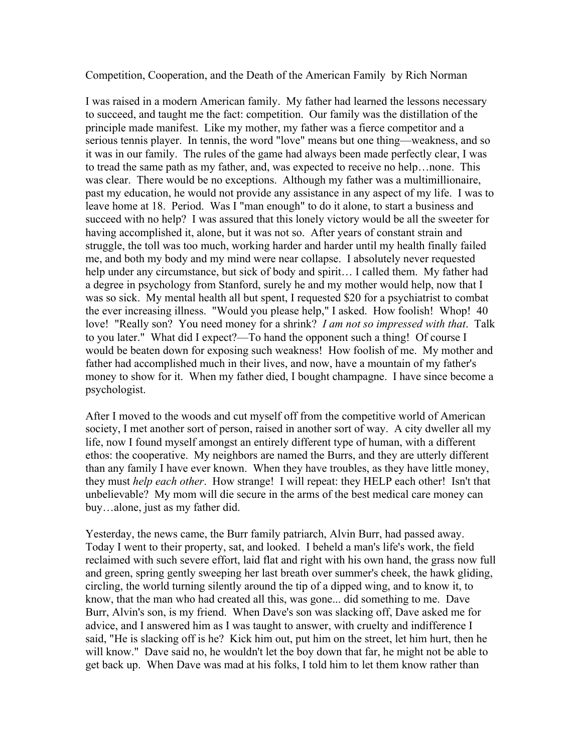Competition, Cooperation, and the Death of the American Family  by Rich Norman

I was raised in a modern American family. My father had learned the lessons necessary to succeed, and taught me the fact: competition. Our family was the distillation of the principle made manifest. Like my mother, my father was a fierce competitor and a serious tennis player. In tennis, the word "love" means but one thing—weakness, and so it was in our family. The rules of the game had always been made perfectly clear, I was to tread the same path as my father, and, was expected to receive no help…none. This was clear. There would be no exceptions. Although my father was a multimillionaire, past my education, he would not provide any assistance in any aspect of my life. I was to leave home at 18. Period. Was I "man enough" to do it alone, to start a business and succeed with no help? I was assured that this lonely victory would be all the sweeter for having accomplished it, alone, but it was not so. After years of constant strain and struggle, the toll was too much, working harder and harder until my health finally failed me, and both my body and my mind were near collapse. I absolutely never requested help under any circumstance, but sick of body and spirit… I called them. My father had a degree in psychology from Stanford, surely he and my mother would help, now that I was so sick. My mental health all but spent, I requested $20 for a psychiatrist to combat the ever increasing illness. "Would you please help," I asked. How foolish! Whop! 40 love! "Really son? You need money for a shrink? *I am not so impressed with that*. Talk to you later." What did I expect?—To hand the opponent such a thing! Of course I would be beaten down for exposing such weakness! How foolish of me. My mother and father had accomplished much in their lives, and now, have a mountain of my father's money to show for it. When my father died, I bought champagne. I have since become a psychologist.

After I moved to the woods and cut myself off from the competitive world of American society, I met another sort of person, raised in another sort of way. A city dweller all my life, now I found myself amongst an entirely different type of human, with a different ethos: the cooperative. My neighbors are named the Burrs, and they are utterly different than any family I have ever known. When they have troubles, as they have little money, they must *help each other*. How strange! I will repeat: they HELP each other! Isn't that unbelievable? My mom will die secure in the arms of the best medical care money can buy…alone, just as my father did.

Yesterday, the news came, the Burr family patriarch, Alvin Burr, had passed away. Today I went to their property, sat, and looked. I beheld a man's life's work, the field reclaimed with such severe effort, laid flat and right with his own hand, the grass now full and green, spring gently sweeping her last breath over summer's cheek, the hawk gliding, circling, the world turning silently around the tip of a dipped wing, and to know it, to know, that the man who had created all this, was gone... did something to me. Dave Burr, Alvin's son, is my friend. When Dave's son was slacking off, Dave asked me for advice, and I answered him as I was taught to answer, with cruelty and indifference I said, "He is slacking off is he? Kick him out, put him on the street, let him hurt, then he will know." Dave said no, he wouldn't let the boy down that far, he might not be able to get back up. When Dave was mad at his folks, I told him to let them know rather than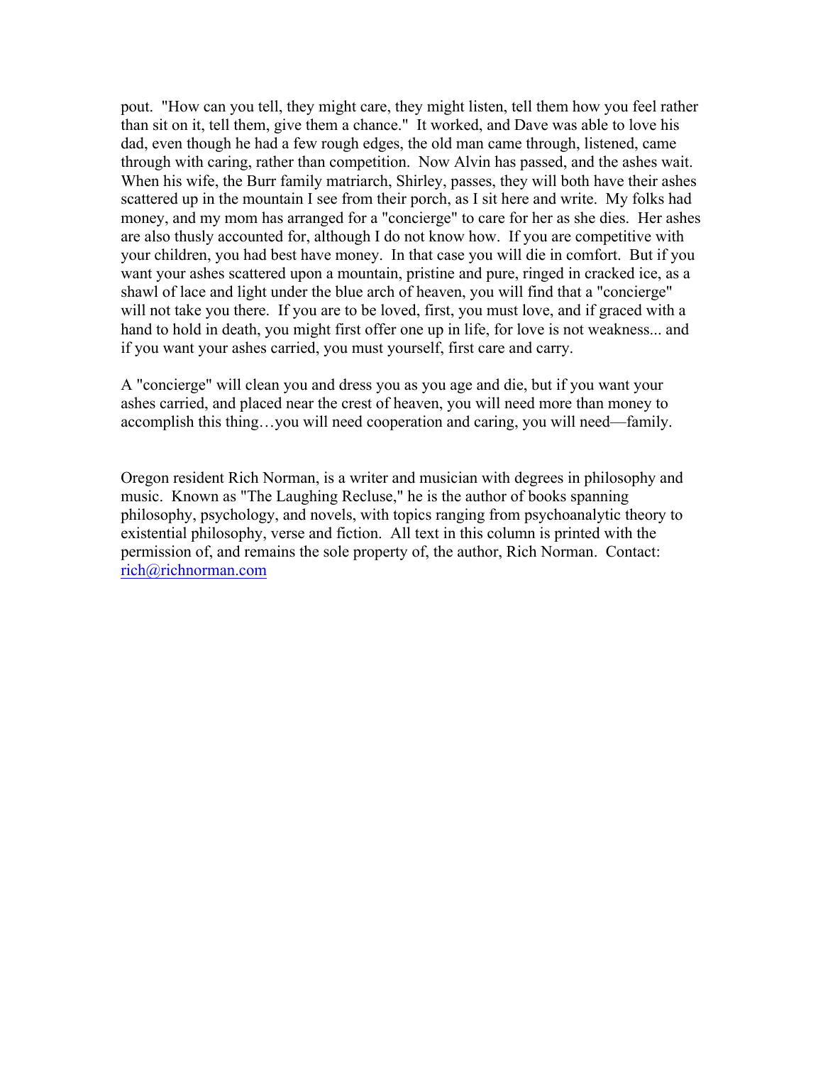pout. "How can you tell, they might care, they might listen, tell them how you feel rather than sit on it, tell them, give them a chance." It worked, and Dave was able to love his dad, even though he had a few rough edges, the old man came through, listened, came through with caring, rather than competition. Now Alvin has passed, and the ashes wait. When his wife, the Burr family matriarch, Shirley, passes, they will both have their ashes scattered up in the mountain I see from their porch, as I sit here and write. My folks had money, and my mom has arranged for a "concierge" to care for her as she dies. Her ashes are also thusly accounted for, although I do not know how. If you are competitive with your children, you had best have money. In that case you will die in comfort. But if you want your ashes scattered upon a mountain, pristine and pure, ringed in cracked ice, as a shawl of lace and light under the blue arch of heaven, you will find that a "concierge" will not take you there. If you are to be loved, first, you must love, and if graced with a hand to hold in death, you might first offer one up in life, for love is not weakness... and if you want your ashes carried, you must yourself, first care and carry.

A "concierge" will clean you and dress you as you age and die, but if you want your ashes carried, and placed near the crest of heaven, you will need more than money to accomplish this thing…you will need cooperation and caring, you will need—family.

Oregon resident Rich Norman, is a writer and musician with degrees in philosophy and music. Known as "The Laughing Recluse," he is the author of books spanning philosophy, psychology, and novels, with topics ranging from psychoanalytic theory to existential philosophy, verse and fiction. All text in this column is printed with the permission of, and remains the sole property of, the author, Rich Norman. Contact: rich@richnorman.com